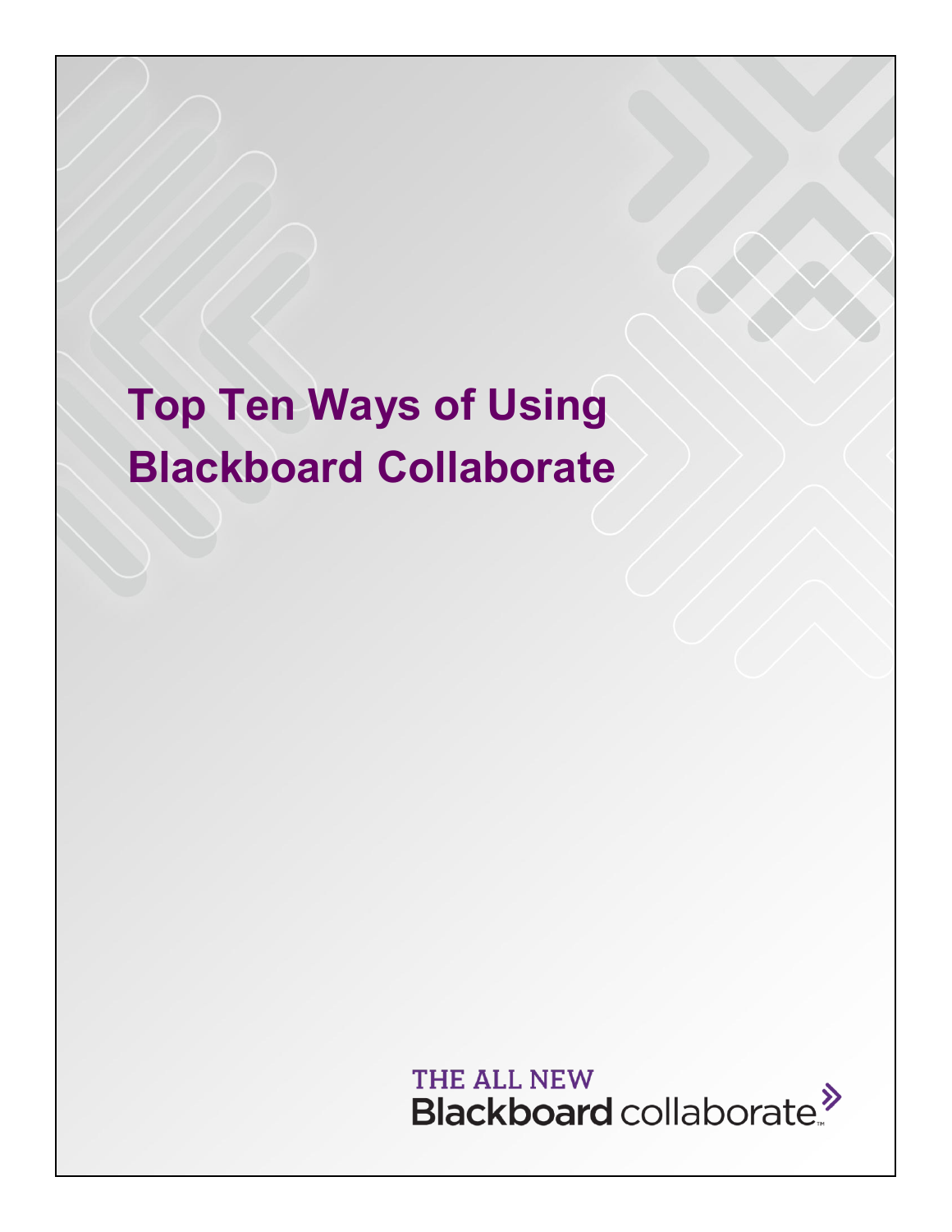# Top Ten Ways of Using Blackboard Collaborate

THE ALL NEW

Blackboard collaborate™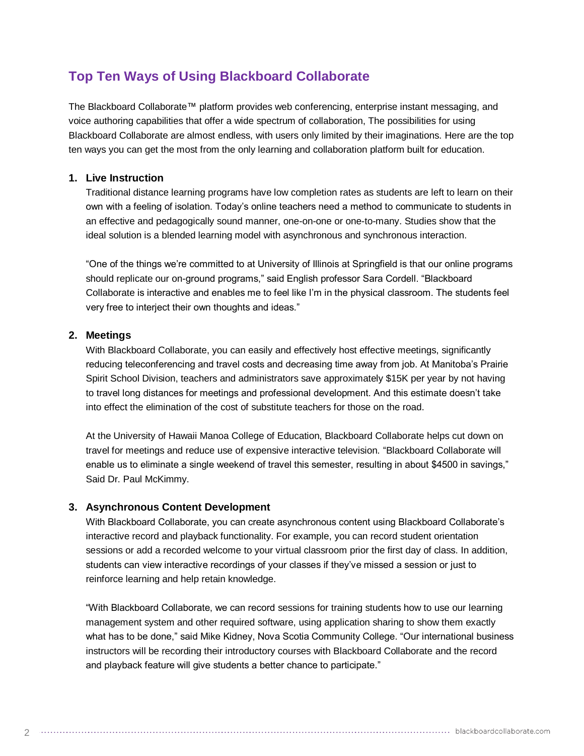## Top Ten Ways of Using Blackboard Collaborate

The Blackboard Collaborate™ platform provides web conferencing, enterprise instant messaging, and voice authoring capabilities that offer a wide spectrum of collaboration, The possibilities for using Blackboard Collaborate are almost endless, with users only limited by their imaginations. Here are the top ten ways you can get the most from the only learning and collaboration platform built for education.

1. **Live Instruction**

   Traditional distance learning programs have low completion rates as students are left to learn on their own with a feeling of isolation. Today's online teachers need a method to communicate to students in an effective and pedagogically sound manner, one-on-one or one-to-many. Studies show that the ideal solution is a blended learning model with asynchronous and synchronous interaction.

   "One of the things we're committed to at University of Illinois at Springfield is that our online programs should replicate our on-ground programs," said English professor Sara Cordell. "Blackboard Collaborate is interactive and enables me to feel like I'm in the physical classroom. The students feel very free to interject their own thoughts and ideas."

2. **Meetings**

   With Blackboard Collaborate, you can easily and effectively host effective meetings, significantly reducing teleconferencing and travel costs and decreasing time away from job. At Manitoba's Prairie Spirit School Division, teachers and administrators save approximately $15K per year by not having to travel long distances for meetings and professional development. And this estimate doesn't take into effect the elimination of the cost of substitute teachers for those on the road.

   At the University of Hawaii Manoa College of Education, Blackboard Collaborate helps cut down on travel for meetings and reduce use of expensive interactive television. "Blackboard Collaborate will enable us to eliminate a single weekend of travel this semester, resulting in about $4500 in savings," Said Dr. Paul McKimmy.

3. **Asynchronous Content Development**

   With Blackboard Collaborate, you can create asynchronous content using Blackboard Collaborate's interactive record and playback functionality. For example, you can record student orientation sessions or add a recorded welcome to your virtual classroom prior the first day of class. In addition, students can view interactive recordings of your classes if they've missed a session or just to reinforce learning and help retain knowledge.

   "With Blackboard Collaborate, we can record sessions for training students how to use our learning management system and other required software, using application sharing to show them exactly what has to be done," said Mike Kidney, Nova Scotia Community College. "Our international business instructors will be recording their introductory courses with Blackboard Collaborate and the record and playback feature will give students a better chance to participate."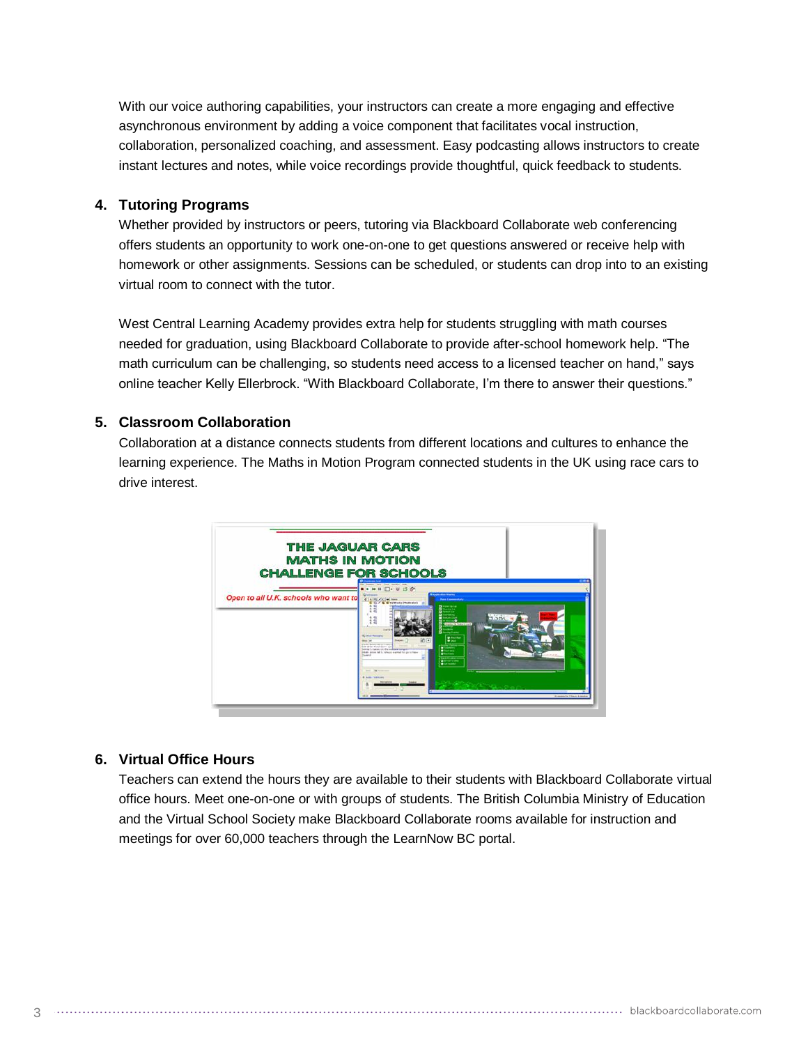With our voice authoring capabilities, your instructors can create a more engaging and effective asynchronous environment by adding a voice component that facilitates vocal instruction, collaboration, personalized coaching, and assessment. Easy podcasting allows instructors to create instant lectures and notes, while voice recordings provide thoughtful, quick feedback to students.

### 4. Tutoring Programs

Whether provided by instructors or peers, tutoring via Blackboard Collaborate web conferencing offers students an opportunity to work one-on-one to get questions answered or receive help with homework or other assignments. Sessions can be scheduled, or students can drop into to an existing virtual room to connect with the tutor.

West Central Learning Academy provides extra help for students struggling with math courses needed for graduation, using Blackboard Collaborate to provide after-school homework help. "The math curriculum can be challenging, so students need access to a licensed teacher on hand," says online teacher Kelly Ellerbrock. "With Blackboard Collaborate, I'm there to answer their questions."

### 5. Classroom Collaboration

Collaboration at a distance connects students from different locations and cultures to enhance the learning experience. The Maths in Motion Program connected students in the UK using race cars to drive interest.

### 6. Virtual Office Hours

Teachers can extend the hours they are available to their students with Blackboard Collaborate virtual office hours. Meet one-on-one or with groups of students. The British Columbia Ministry of Education and the Virtual School Society make Blackboard Collaborate rooms available for instruction and meetings for over 60,000 teachers through the LearnNow BC portal.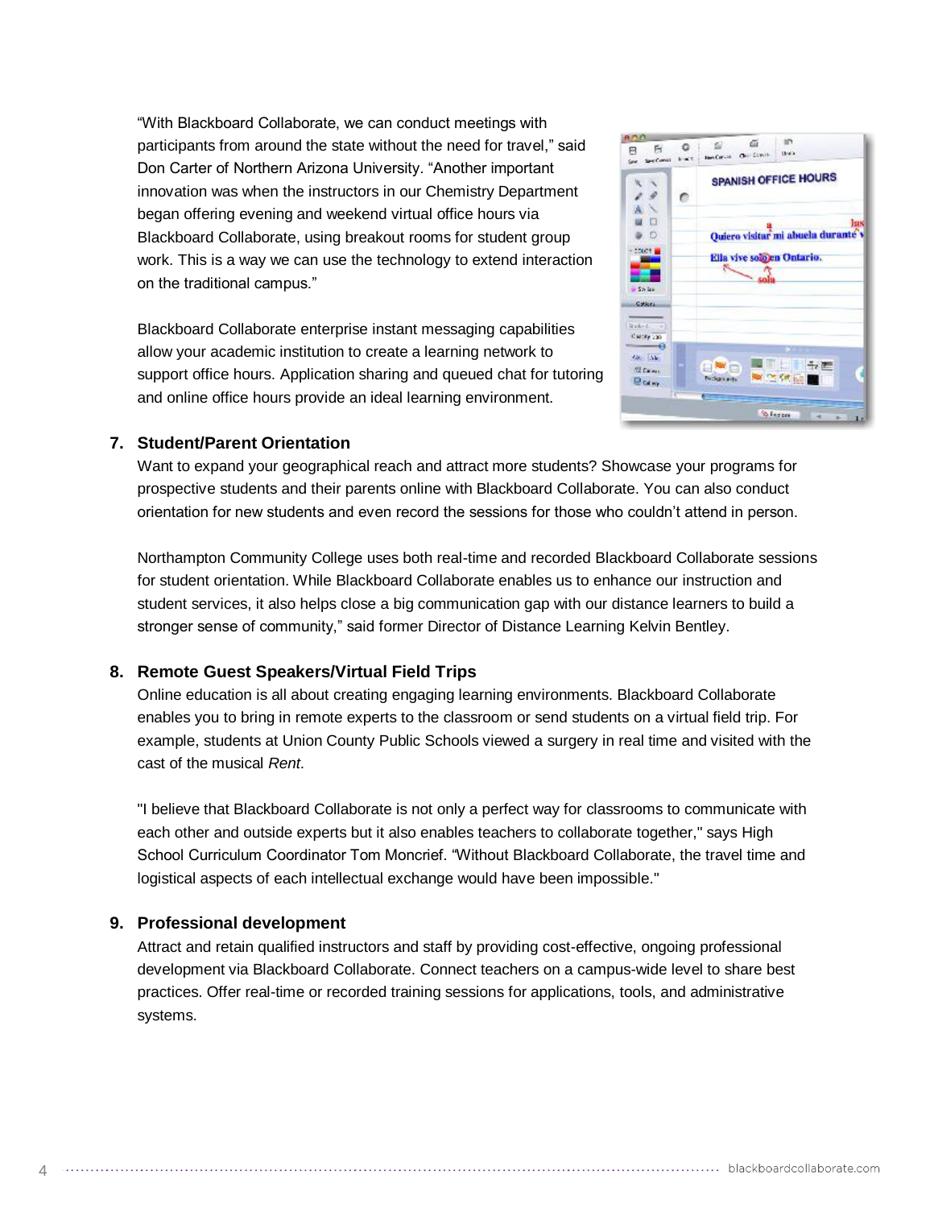"With Blackboard Collaborate, we can conduct meetings with participants from around the state without the need for travel," said Don Carter of Northern Arizona University. "Another important innovation was when the instructors in our Chemistry Department began offering evening and weekend virtual office hours via Blackboard Collaborate, using breakout rooms for student group work. This is a way we can use the technology to extend interaction on the traditional campus."

Blackboard Collaborate enterprise instant messaging capabilities allow your academic institution to create a learning network to support office hours. Application sharing and queued chat for tutoring and online office hours provide an ideal learning environment.

7. **Student/Parent Orientation**

   Want to expand your geographical reach and attract more students? Showcase your programs for prospective students and their parents online with Blackboard Collaborate. You can also conduct orientation for new students and even record the sessions for those who couldn't attend in person.

   Northampton Community College uses both real-time and recorded Blackboard Collaborate sessions for student orientation. While Blackboard Collaborate enables us to enhance our instruction and student services, it also helps close a big communication gap with our distance learners to build a stronger sense of community," said former Director of Distance Learning Kelvin Bentley.

8. **Remote Guest Speakers/Virtual Field Trips**

   Online education is all about creating engaging learning environments. Blackboard Collaborate enables you to bring in remote experts to the classroom or send students on a virtual field trip. For example, students at Union County Public Schools viewed a surgery in real time and visited with the cast of the musical *Rent*.

   "I believe that Blackboard Collaborate is not only a perfect way for classrooms to communicate with each other and outside experts but it also enables teachers to collaborate together," says High School Curriculum Coordinator Tom Moncrief. "Without Blackboard Collaborate, the travel time and logistical aspects of each intellectual exchange would have been impossible."

9. **Professional development**

   Attract and retain qualified instructors and staff by providing cost-effective, ongoing professional development via Blackboard Collaborate. Connect teachers on a campus-wide level to share best practices. Offer real-time or recorded training sessions for applications, tools, and administrative systems.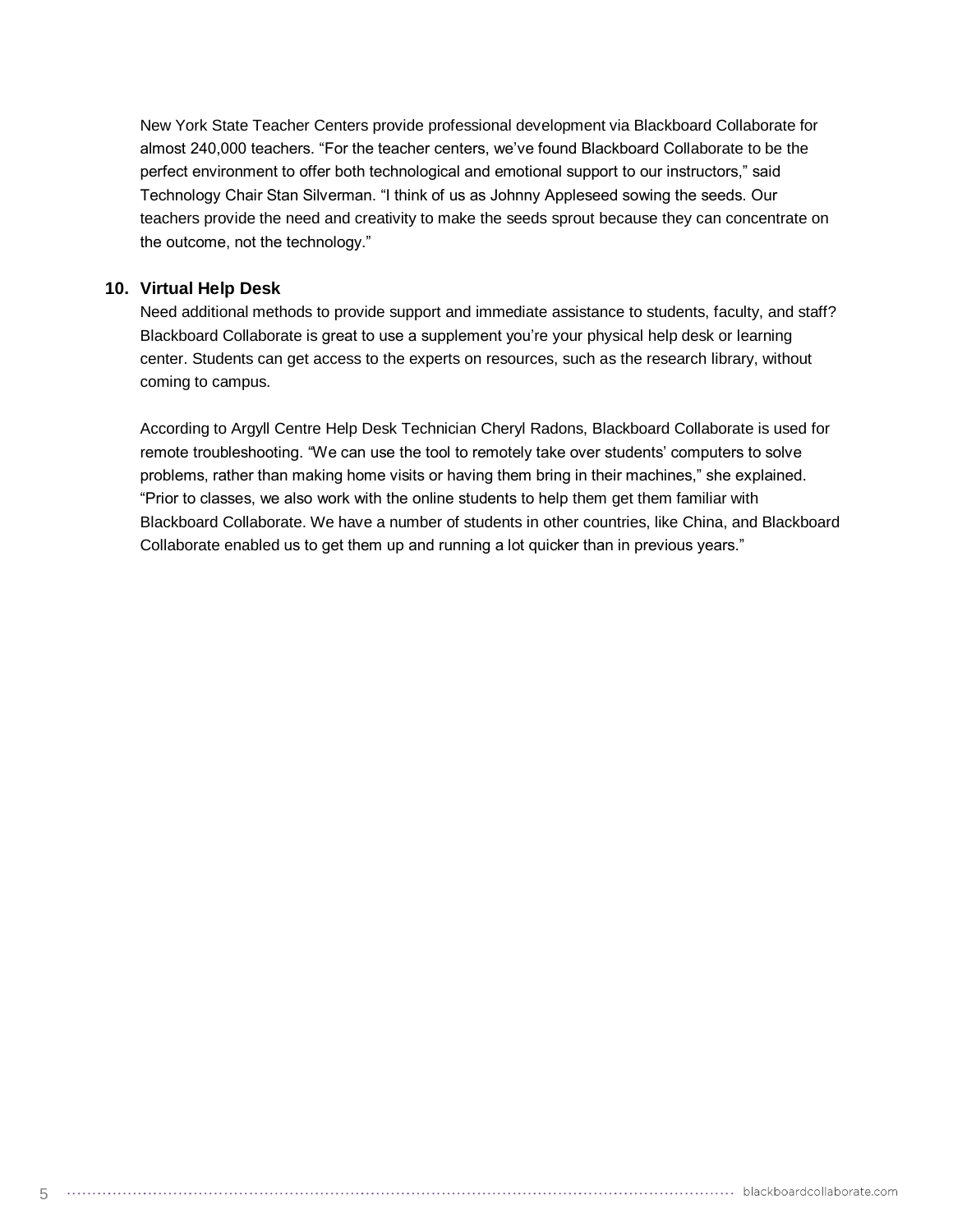New York State Teacher Centers provide professional development via Blackboard Collaborate for almost 240,000 teachers. “For the teacher centers, we’ve found Blackboard Collaborate to be the perfect environment to offer both technological and emotional support to our instructors,” said Technology Chair Stan Silverman. “I think of us as Johnny Appleseed sowing the seeds. Our teachers provide the need and creativity to make the seeds sprout because they can concentrate on the outcome, not the technology.”

### 10. Virtual Help Desk

Need additional methods to provide support and immediate assistance to students, faculty, and staff? Blackboard Collaborate is great to use a supplement you’re your physical help desk or learning center. Students can get access to the experts on resources, such as the research library, without coming to campus.

According to Argyll Centre Help Desk Technician Cheryl Radons, Blackboard Collaborate is used for remote troubleshooting. “We can use the tool to remotely take over students’ computers to solve problems, rather than making home visits or having them bring in their machines,” she explained. “Prior to classes, we also work with the online students to help them get them familiar with Blackboard Collaborate. We have a number of students in other countries, like China, and Blackboard Collaborate enabled us to get them up and running a lot quicker than in previous years.”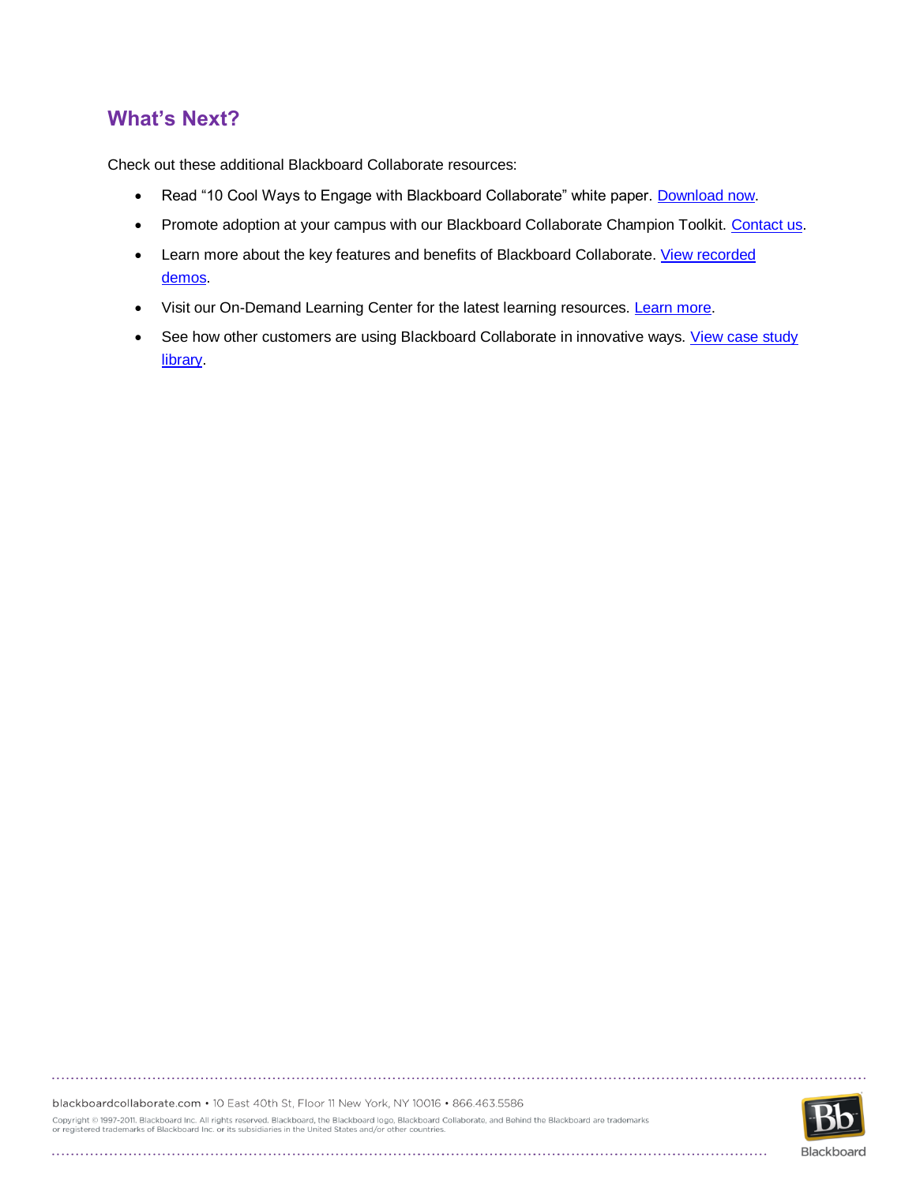## What's Next?

Check out these additional Blackboard Collaborate resources:

- Read "10 Cool Ways to Engage with Blackboard Collaborate" white paper. Download now.
- Promote adoption at your campus with our Blackboard Collaborate Champion Toolkit. Contact us.
- Learn more about the key features and benefits of Blackboard Collaborate. View recorded demos.
- Visit our On-Demand Learning Center for the latest learning resources. Learn more.
- See how other customers are using Blackboard Collaborate in innovative ways. View case study library.

blackboardcollaborate.com • 10 East 40th St, Floor 11 New York, NY 10016 • 866.463.5586

Copyright © 1997-2011. Blackboard Inc. All rights reserved. Blackboard, the Blackboard logo, Blackboard Collaborate, and Behind the Blackboard are trademarks or registered trademarks of Blackboard Inc. or its subsidiaries in the United States and/or other countries.